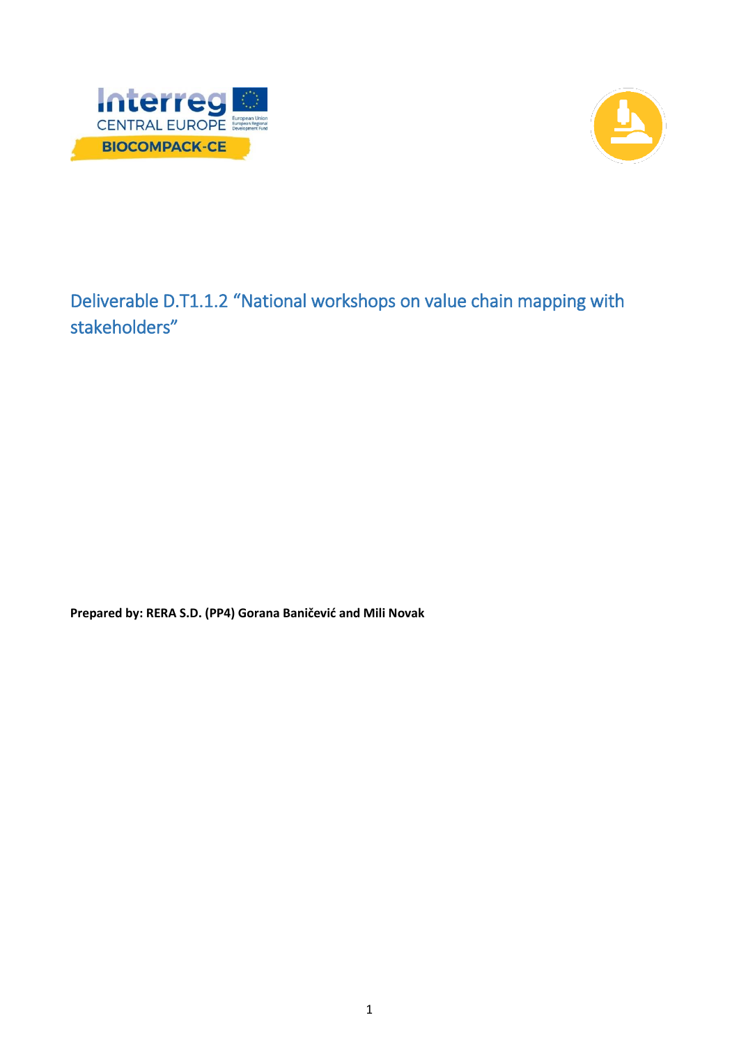# Deliverable D.T1.1.2 "National workshops on value chain mapping with stakeholders"

**Prepared by: RERA S.D. (PP4) Gorana Baničević and Mili Novak**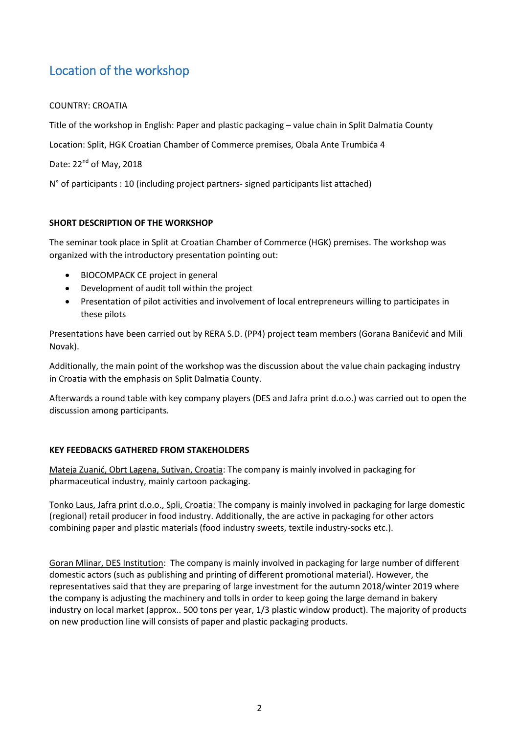## Location of the workshop

COUNTRY: CROATIA

Title of the workshop in English: Paper and plastic packaging – value chain in Split Dalmatia County

Location: Split, HGK Croatian Chamber of Commerce premises, Obala Ante Trumbića 4

Date: 22nd of May, 2018

N° of participants : 10 (including project partners- signed participants list attached)

**SHORT DESCRIPTION OF THE WORKSHOP**

The seminar took place in Split at Croatian Chamber of Commerce (HGK) premises. The workshop was organized with the introductory presentation pointing out:

- BIOCOMPACK CE project in general
- Development of audit toll within the project
- Presentation of pilot activities and involvement of local entrepreneurs willing to participates in these pilots

Presentations have been carried out by RERA S.D. (PP4) project team members (Gorana Baničević and Mili Novak).

Additionally, the main point of the workshop was the discussion about the value chain packaging industry in Croatia with the emphasis on Split Dalmatia County.

Afterwards a round table with key company players (DES and Jafra print d.o.o.) was carried out to open the discussion among participants.

**KEY FEEDBACKS GATHERED FROM STAKEHOLDERS**

Mateja Zuanić, Obrt Lagena, Sutivan, Croatia: The company is mainly involved in packaging for pharmaceutical industry, mainly cartoon packaging.

Tonko Laus, Jafra print d.o.o., Spli, Croatia: The company is mainly involved in packaging for large domestic (regional) retail producer in food industry. Additionally, the are active in packaging for other actors combining paper and plastic materials (food industry sweets, textile industry-socks etc.).

Goran Mlinar, DES Institution: The company is mainly involved in packaging for large number of different domestic actors (such as publishing and printing of different promotional material). However, the representatives said that they are preparing of large investment for the autumn 2018/winter 2019 where the company is adjusting the machinery and tolls in order to keep going the large demand in bakery industry on local market (approx.. 500 tons per year, 1/3 plastic window product). The majority of products on new production line will consists of paper and plastic packaging products.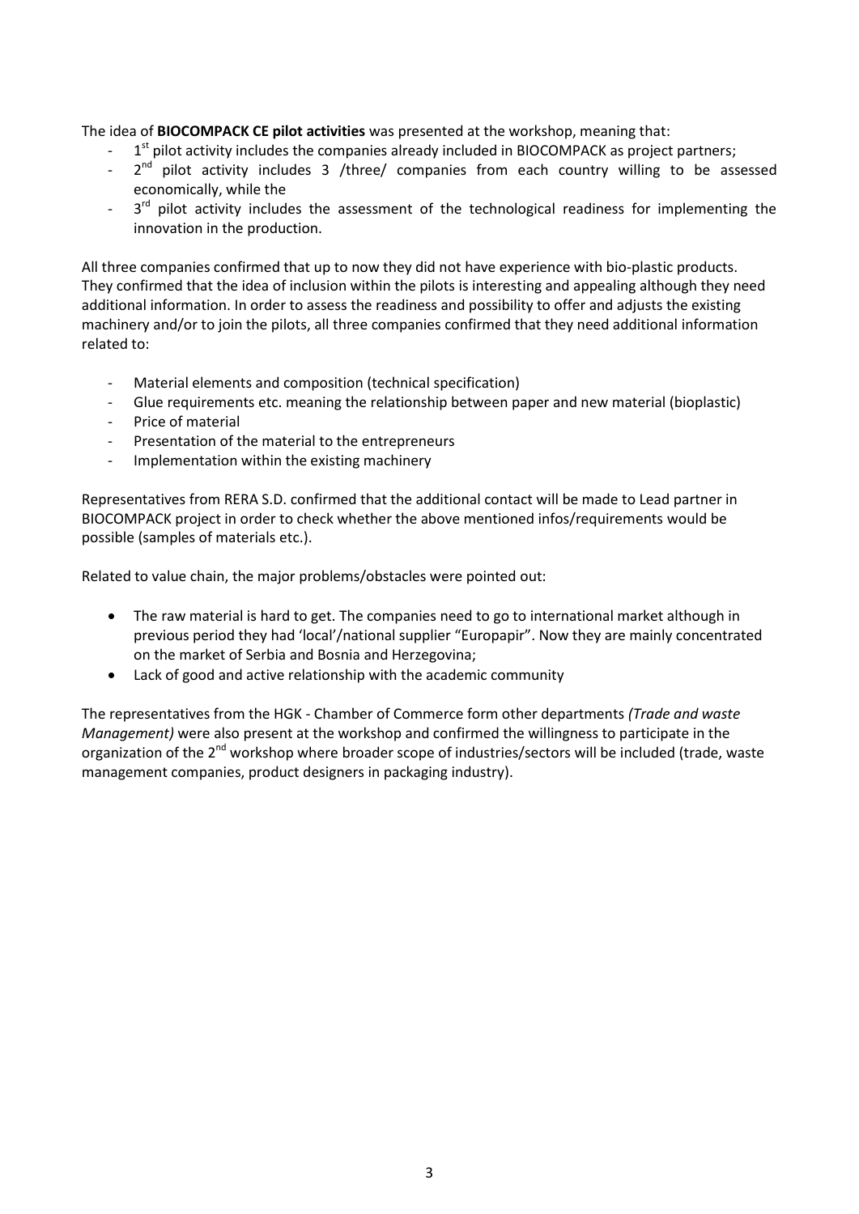The idea of **BIOCOMPACK CE pilot activities** was presented at the workshop, meaning that:

- 1st pilot activity includes the companies already included in BIOCOMPACK as project partners;
- 2nd pilot activity includes 3 /three/ companies from each country willing to be assessed economically, while the
- 3rd pilot activity includes the assessment of the technological readiness for implementing the innovation in the production.

All three companies confirmed that up to now they did not have experience with bio-plastic products. They confirmed that the idea of inclusion within the pilots is interesting and appealing although they need additional information. In order to assess the readiness and possibility to offer and adjusts the existing machinery and/or to join the pilots, all three companies confirmed that they need additional information related to:

- Material elements and composition (technical specification)
- Glue requirements etc. meaning the relationship between paper and new material (bioplastic)
- Price of material
- Presentation of the material to the entrepreneurs
- Implementation within the existing machinery

Representatives from RERA S.D. confirmed that the additional contact will be made to Lead partner in BIOCOMPACK project in order to check whether the above mentioned infos/requirements would be possible (samples of materials etc.).

Related to value chain, the major problems/obstacles were pointed out:

- The raw material is hard to get. The companies need to go to international market although in previous period they had 'local'/national supplier "Europapir". Now they are mainly concentrated on the market of Serbia and Bosnia and Herzegovina;
- Lack of good and active relationship with the academic community

The representatives from the HGK - Chamber of Commerce form other departments *(Trade and waste Management)* were also present at the workshop and confirmed the willingness to participate in the organization of the 2nd workshop where broader scope of industries/sectors will be included (trade, waste management companies, product designers in packaging industry).